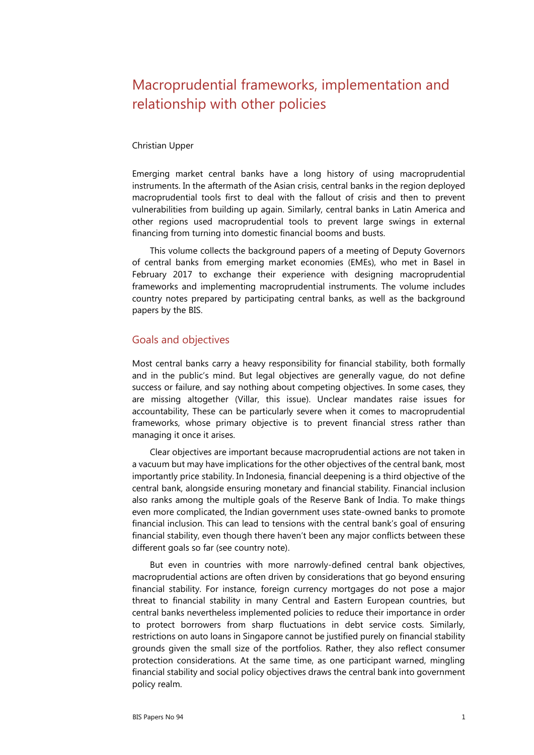# Macroprudential frameworks, implementation and relationship with other policies

Christian Upper

Emerging market central banks have a long history of using macroprudential instruments. In the aftermath of the Asian crisis, central banks in the region deployed macroprudential tools first to deal with the fallout of crisis and then to prevent vulnerabilities from building up again. Similarly, central banks in Latin America and other regions used macroprudential tools to prevent large swings in external financing from turning into domestic financial booms and busts.

This volume collects the background papers of a meeting of Deputy Governors of central banks from emerging market economies (EMEs), who met in Basel in February 2017 to exchange their experience with designing macroprudential frameworks and implementing macroprudential instruments. The volume includes country notes prepared by participating central banks, as well as the background papers by the BIS.

## Goals and objectives

Most central banks carry a heavy responsibility for financial stability, both formally and in the public's mind. But legal objectives are generally vague, do not define success or failure, and say nothing about competing objectives. In some cases, they are missing altogether (Villar, this issue). Unclear mandates raise issues for accountability, These can be particularly severe when it comes to macroprudential frameworks, whose primary objective is to prevent financial stress rather than managing it once it arises.

Clear objectives are important because macroprudential actions are not taken in a vacuum but may have implications for the other objectives of the central bank, most importantly price stability. In Indonesia, financial deepening is a third objective of the central bank, alongside ensuring monetary and financial stability. Financial inclusion also ranks among the multiple goals of the Reserve Bank of India. To make things even more complicated, the Indian government uses state-owned banks to promote financial inclusion. This can lead to tensions with the central bank's goal of ensuring financial stability, even though there haven't been any major conflicts between these different goals so far (see country note).

But even in countries with more narrowly-defined central bank objectives, macroprudential actions are often driven by considerations that go beyond ensuring financial stability. For instance, foreign currency mortgages do not pose a major threat to financial stability in many Central and Eastern European countries, but central banks nevertheless implemented policies to reduce their importance in order to protect borrowers from sharp fluctuations in debt service costs. Similarly, restrictions on auto loans in Singapore cannot be justified purely on financial stability grounds given the small size of the portfolios. Rather, they also reflect consumer protection considerations. At the same time, as one participant warned, mingling financial stability and social policy objectives draws the central bank into government policy realm.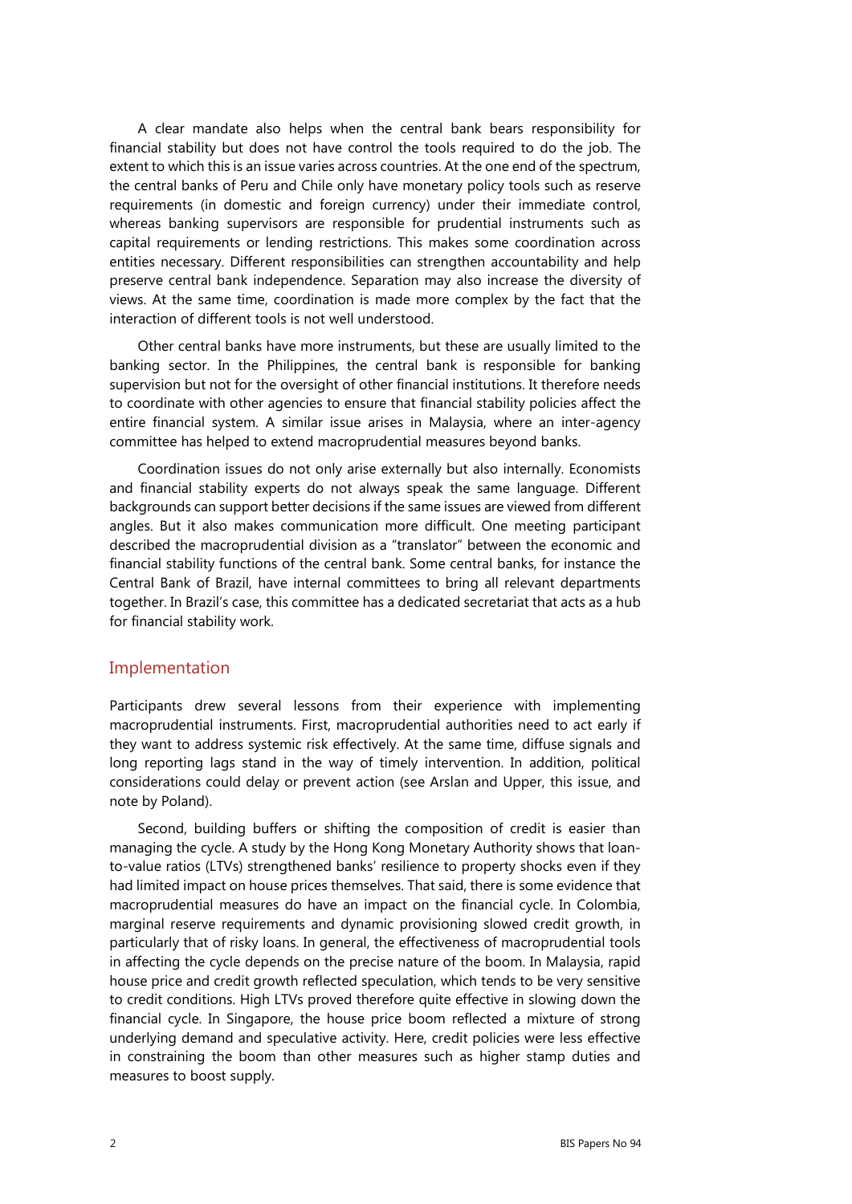A clear mandate also helps when the central bank bears responsibility for financial stability but does not have control the tools required to do the job. The extent to which this is an issue varies across countries. At the one end of the spectrum, the central banks of Peru and Chile only have monetary policy tools such as reserve requirements (in domestic and foreign currency) under their immediate control, whereas banking supervisors are responsible for prudential instruments such as capital requirements or lending restrictions. This makes some coordination across entities necessary. Different responsibilities can strengthen accountability and help preserve central bank independence. Separation may also increase the diversity of views. At the same time, coordination is made more complex by the fact that the interaction of different tools is not well understood.

Other central banks have more instruments, but these are usually limited to the banking sector. In the Philippines, the central bank is responsible for banking supervision but not for the oversight of other financial institutions. It therefore needs to coordinate with other agencies to ensure that financial stability policies affect the entire financial system. A similar issue arises in Malaysia, where an inter-agency committee has helped to extend macroprudential measures beyond banks.

Coordination issues do not only arise externally but also internally. Economists and financial stability experts do not always speak the same language. Different backgrounds can support better decisions if the same issues are viewed from different angles. But it also makes communication more difficult. One meeting participant described the macroprudential division as a "translator" between the economic and financial stability functions of the central bank. Some central banks, for instance the Central Bank of Brazil, have internal committees to bring all relevant departments together. In Brazil's case, this committee has a dedicated secretariat that acts as a hub for financial stability work.

## Implementation

Participants drew several lessons from their experience with implementing macroprudential instruments. First, macroprudential authorities need to act early if they want to address systemic risk effectively. At the same time, diffuse signals and long reporting lags stand in the way of timely intervention. In addition, political considerations could delay or prevent action (see Arslan and Upper, this issue, and note by Poland).

Second, building buffers or shifting the composition of credit is easier than managing the cycle. A study by the Hong Kong Monetary Authority shows that loan-to-value ratios (LTVs) strengthened banks' resilience to property shocks even if they had limited impact on house prices themselves. That said, there is some evidence that macroprudential measures do have an impact on the financial cycle. In Colombia, marginal reserve requirements and dynamic provisioning slowed credit growth, in particularly that of risky loans. In general, the effectiveness of macroprudential tools in affecting the cycle depends on the precise nature of the boom. In Malaysia, rapid house price and credit growth reflected speculation, which tends to be very sensitive to credit conditions. High LTVs proved therefore quite effective in slowing down the financial cycle. In Singapore, the house price boom reflected a mixture of strong underlying demand and speculative activity. Here, credit policies were less effective in constraining the boom than other measures such as higher stamp duties and measures to boost supply.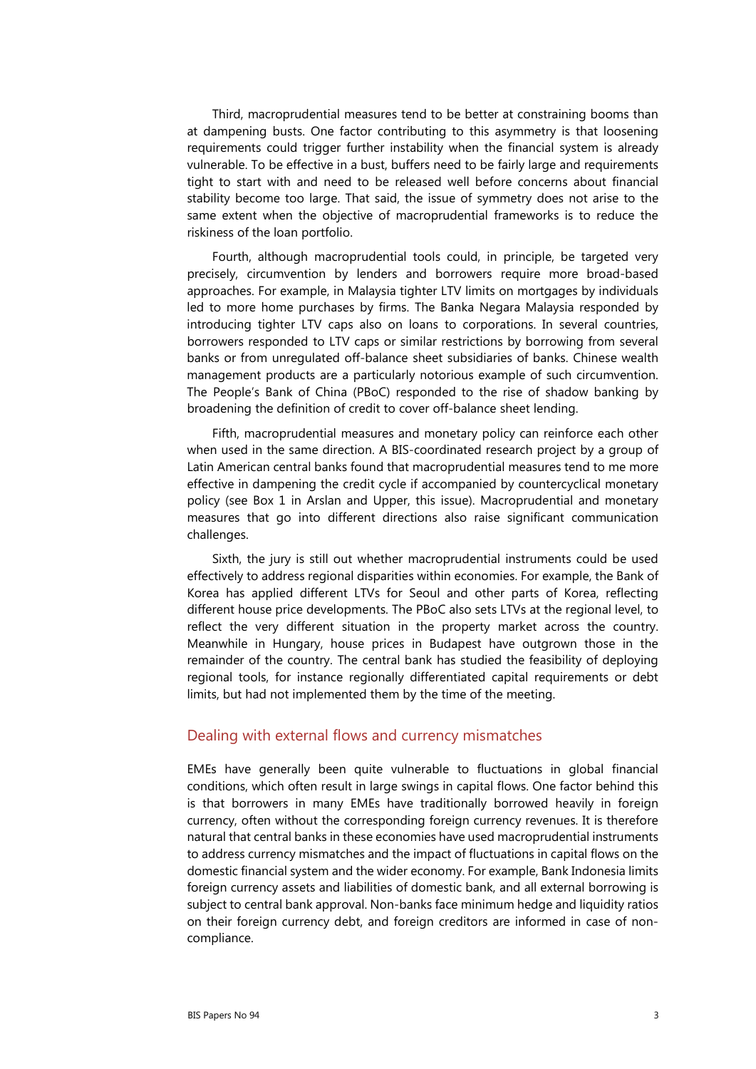Third, macroprudential measures tend to be better at constraining booms than at dampening busts. One factor contributing to this asymmetry is that loosening requirements could trigger further instability when the financial system is already vulnerable. To be effective in a bust, buffers need to be fairly large and requirements tight to start with and need to be released well before concerns about financial stability become too large. That said, the issue of symmetry does not arise to the same extent when the objective of macroprudential frameworks is to reduce the riskiness of the loan portfolio.

Fourth, although macroprudential tools could, in principle, be targeted very precisely, circumvention by lenders and borrowers require more broad-based approaches. For example, in Malaysia tighter LTV limits on mortgages by individuals led to more home purchases by firms. The Banka Negara Malaysia responded by introducing tighter LTV caps also on loans to corporations. In several countries, borrowers responded to LTV caps or similar restrictions by borrowing from several banks or from unregulated off-balance sheet subsidiaries of banks. Chinese wealth management products are a particularly notorious example of such circumvention. The People's Bank of China (PBoC) responded to the rise of shadow banking by broadening the definition of credit to cover off-balance sheet lending.

Fifth, macroprudential measures and monetary policy can reinforce each other when used in the same direction. A BIS-coordinated research project by a group of Latin American central banks found that macroprudential measures tend to me more effective in dampening the credit cycle if accompanied by countercyclical monetary policy (see Box 1 in Arslan and Upper, this issue). Macroprudential and monetary measures that go into different directions also raise significant communication challenges.

Sixth, the jury is still out whether macroprudential instruments could be used effectively to address regional disparities within economies. For example, the Bank of Korea has applied different LTVs for Seoul and other parts of Korea, reflecting different house price developments. The PBoC also sets LTVs at the regional level, to reflect the very different situation in the property market across the country. Meanwhile in Hungary, house prices in Budapest have outgrown those in the remainder of the country. The central bank has studied the feasibility of deploying regional tools, for instance regionally differentiated capital requirements or debt limits, but had not implemented them by the time of the meeting.

## Dealing with external flows and currency mismatches

EMEs have generally been quite vulnerable to fluctuations in global financial conditions, which often result in large swings in capital flows. One factor behind this is that borrowers in many EMEs have traditionally borrowed heavily in foreign currency, often without the corresponding foreign currency revenues. It is therefore natural that central banks in these economies have used macroprudential instruments to address currency mismatches and the impact of fluctuations in capital flows on the domestic financial system and the wider economy. For example, Bank Indonesia limits foreign currency assets and liabilities of domestic bank, and all external borrowing is subject to central bank approval. Non-banks face minimum hedge and liquidity ratios on their foreign currency debt, and foreign creditors are informed in case of non-compliance.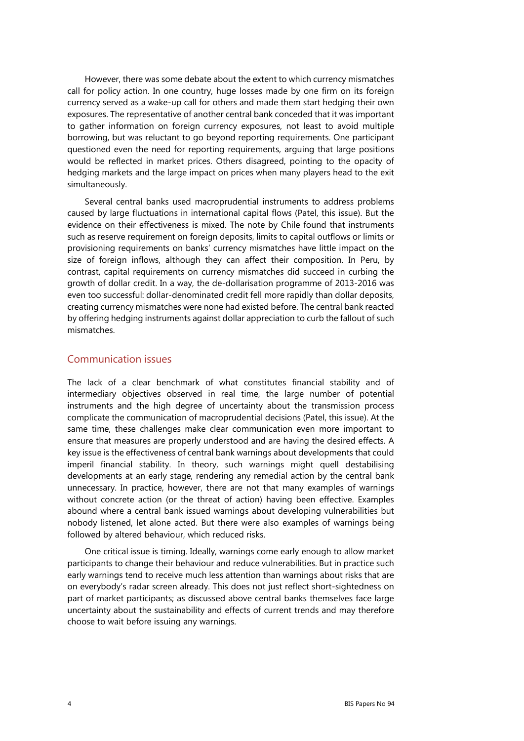However, there was some debate about the extent to which currency mismatches call for policy action. In one country, huge losses made by one firm on its foreign currency served as a wake-up call for others and made them start hedging their own exposures. The representative of another central bank conceded that it was important to gather information on foreign currency exposures, not least to avoid multiple borrowing, but was reluctant to go beyond reporting requirements. One participant questioned even the need for reporting requirements, arguing that large positions would be reflected in market prices. Others disagreed, pointing to the opacity of hedging markets and the large impact on prices when many players head to the exit simultaneously.

Several central banks used macroprudential instruments to address problems caused by large fluctuations in international capital flows (Patel, this issue). But the evidence on their effectiveness is mixed. The note by Chile found that instruments such as reserve requirement on foreign deposits, limits to capital outflows or limits or provisioning requirements on banks' currency mismatches have little impact on the size of foreign inflows, although they can affect their composition. In Peru, by contrast, capital requirements on currency mismatches did succeed in curbing the growth of dollar credit. In a way, the de-dollarisation programme of 2013-2016 was even too successful: dollar-denominated credit fell more rapidly than dollar deposits, creating currency mismatches were none had existed before. The central bank reacted by offering hedging instruments against dollar appreciation to curb the fallout of such mismatches.

## Communication issues

The lack of a clear benchmark of what constitutes financial stability and of intermediary objectives observed in real time, the large number of potential instruments and the high degree of uncertainty about the transmission process complicate the communication of macroprudential decisions (Patel, this issue). At the same time, these challenges make clear communication even more important to ensure that measures are properly understood and are having the desired effects. A key issue is the effectiveness of central bank warnings about developments that could imperil financial stability. In theory, such warnings might quell destabilising developments at an early stage, rendering any remedial action by the central bank unnecessary. In practice, however, there are not that many examples of warnings without concrete action (or the threat of action) having been effective. Examples abound where a central bank issued warnings about developing vulnerabilities but nobody listened, let alone acted. But there were also examples of warnings being followed by altered behaviour, which reduced risks.

One critical issue is timing. Ideally, warnings come early enough to allow market participants to change their behaviour and reduce vulnerabilities. But in practice such early warnings tend to receive much less attention than warnings about risks that are on everybody's radar screen already. This does not just reflect short-sightedness on part of market participants; as discussed above central banks themselves face large uncertainty about the sustainability and effects of current trends and may therefore choose to wait before issuing any warnings.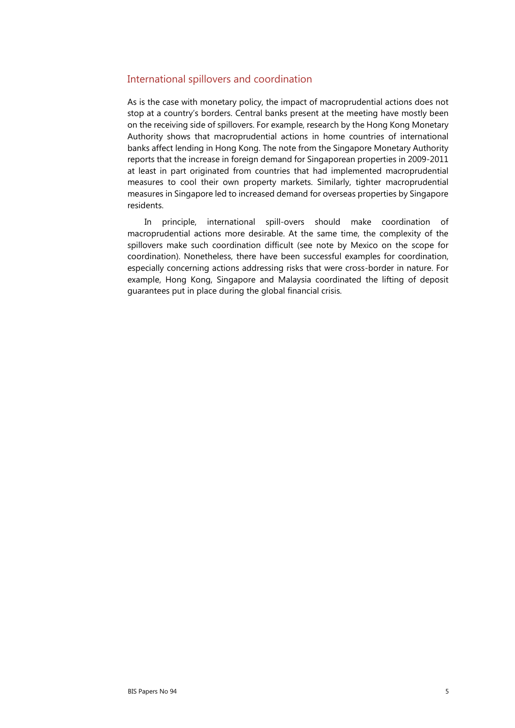## International spillovers and coordination

As is the case with monetary policy, the impact of macroprudential actions does not stop at a country's borders. Central banks present at the meeting have mostly been on the receiving side of spillovers. For example, research by the Hong Kong Monetary Authority shows that macroprudential actions in home countries of international banks affect lending in Hong Kong. The note from the Singapore Monetary Authority reports that the increase in foreign demand for Singaporean properties in 2009-2011 at least in part originated from countries that had implemented macroprudential measures to cool their own property markets. Similarly, tighter macroprudential measures in Singapore led to increased demand for overseas properties by Singapore residents.

In principle, international spill-overs should make coordination of macroprudential actions more desirable. At the same time, the complexity of the spillovers make such coordination difficult (see note by Mexico on the scope for coordination). Nonetheless, there have been successful examples for coordination, especially concerning actions addressing risks that were cross-border in nature. For example, Hong Kong, Singapore and Malaysia coordinated the lifting of deposit guarantees put in place during the global financial crisis.